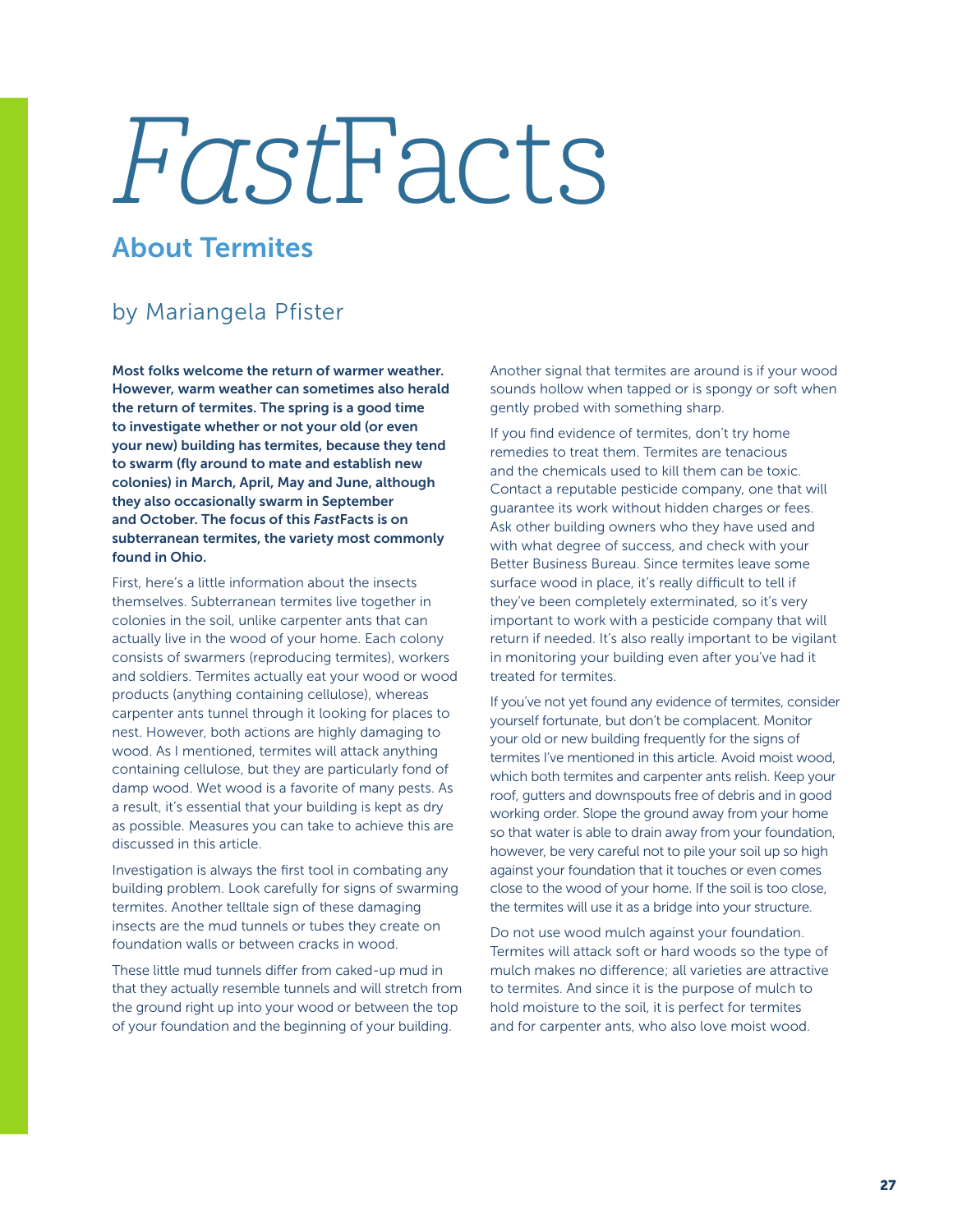# *Fast*Facts

## About Terms

# *Fast*Facts

## About Termites

### by Mariangela Pfister

**Most folks welcome the return of warmer weather. However, warm weather can sometimes also herald the return of termites. The spring is a good time to investigate whether or not your old (or even your new) building has termites, because they tend to swarm (fly around to mate and establish new colonies) in March, April, May and June, although they also occasionally swarm in September and October. The focus of this *Fast*Facts is on subterranean termites, the variety most commonly found in Ohio.**

First, here's a little information about the insects themselves. Subterranean termites live together in colonies in the soil, unlike carpenter ants that can actually live in the wood of your home. Each colony consists of swarmers (reproducing termites), workers and soldiers. Termites actually eat your wood or wood products (anything containing cellulose), whereas carpenter ants tunnel through it looking for places to nest. However, both actions are highly damaging to wood. As I mentioned, termites will attack anything containing cellulose, but they are particularly fond of damp wood. Wet wood is a favorite of many pests. As a result, it's essential that your building is kept as dry as possible. Measures you can take to achieve this are discussed in this article.

Investigation is always the first tool in combating any building problem. Look carefully for signs of swarming termites. Another telltale sign of these damaging insects are the mud tunnels or tubes they create on foundation walls or between cracks in wood.

These little mud tunnels differ from caked-up mud in that they actually resemble tunnels and will stretch from the ground right up into your wood or between the top of your foundation and the beginning of your building.

Another signal that termites are around is if your wood sounds hollow when tapped or is spongy or soft when gently probed with something sharp.

If you find evidence of termites, don't try home remedies to treat them. Termites are tenacious and the chemicals used to kill them can be toxic. Contact a reputable pesticide company, one that will guarantee its work without hidden charges or fees. Ask other building owners who they have used and with what degree of success, and check with your Better Business Bureau. Since termites leave some surface wood in place, it's really difficult to tell if they've been completely exterminated, so it's very important to work with a pesticide company that will return if needed. It's also really important to be vigilant in monitoring your building even after you've had it treated for termites.

If you've not yet found any evidence of termites, consider yourself fortunate, but don't be complacent. Monitor your old or new building frequently for the signs of termites I've mentioned in this article. Avoid moist wood, which both termites and carpenter ants relish. Keep your roof, gutters and downspouts free of debris and in good working order. Slope the ground away from your home so that water is able to drain away from your foundation, however, be very careful not to pile your soil up so high against your foundation that it touches or even comes close to the wood of your home. If the soil is too close, the termites will use it as a bridge into your structure.

Do not use wood mulch against your foundation. Termites will attack soft or hard woods so the type of mulch makes no difference; all varieties are attractive to termites. And since it is the purpose of mulch to hold moisture to the soil, it is perfect for termites and for carpenter ants, who also love moist wood.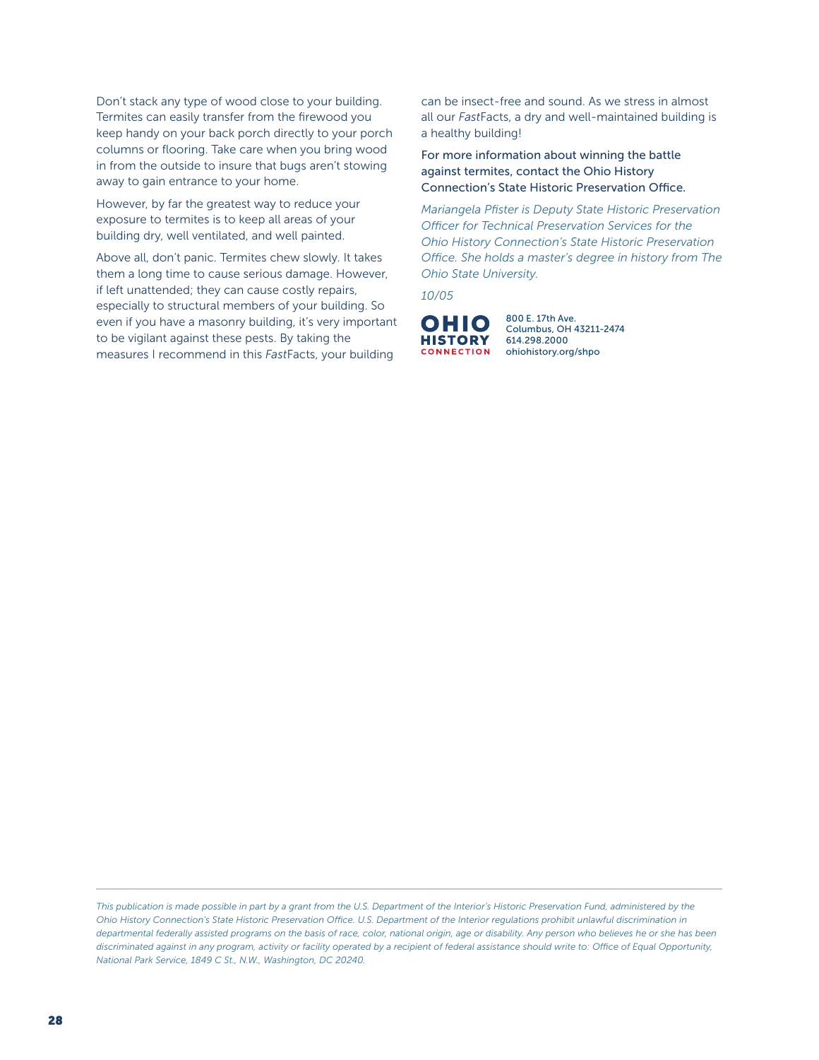Don't stack any type of wood close to your building. Termites can easily transfer from the firewood you keep handy on your back porch directly to your porch columns or flooring. Take care when you bring wood in from the outside to insure that bugs aren't stowing away to gain entrance to your home.

However, by far the greatest way to reduce your exposure to termites is to keep all areas of your building dry, well ventilated, and well painted.

Above all, don't panic. Termites chew slowly. It takes them a long time to cause serious damage. However, if left unattended; they can cause costly repairs, especially to structural members of your building. So even if you have a masonry building, it's very important to be vigilant against these pests. By taking the measures I recommend in this *Fast*Facts, your building can be insect-free and sound. As we stress in almost all our *Fast*Facts, a dry and well-maintained building is a healthy building!

For more information about winning the battle against termites, contact the Ohio History Connection's State Historic Preservation Office.

*Mariangela Pfister is Deputy State Historic Preservation Officer for Technical Preservation Services for the Ohio History Connection's State Historic Preservation Office. She holds a master's degree in history from The Ohio State University.*

*10/05*

**OHIO HISTORY CONNECTION**

800 E. 17th Ave.
Columbus, OH 43211-2474
614.298.2000
ohiohistory.org/shpo

---

*This publication is made possible in part by a grant from the U.S. Department of the Interior's Historic Preservation Fund, administered by the Ohio History Connection's State Historic Preservation Office. U.S. Department of the Interior regulations prohibit unlawful discrimination in departmental federally assisted programs on the basis of race, color, national origin, age or disability. Any person who believes he or she has been discriminated against in any program, activity or facility operated by a recipient of federal assistance should write to: Office of Equal Opportunity, National Park Service, 1849 C St., N.W., Washington, DC 20240.*